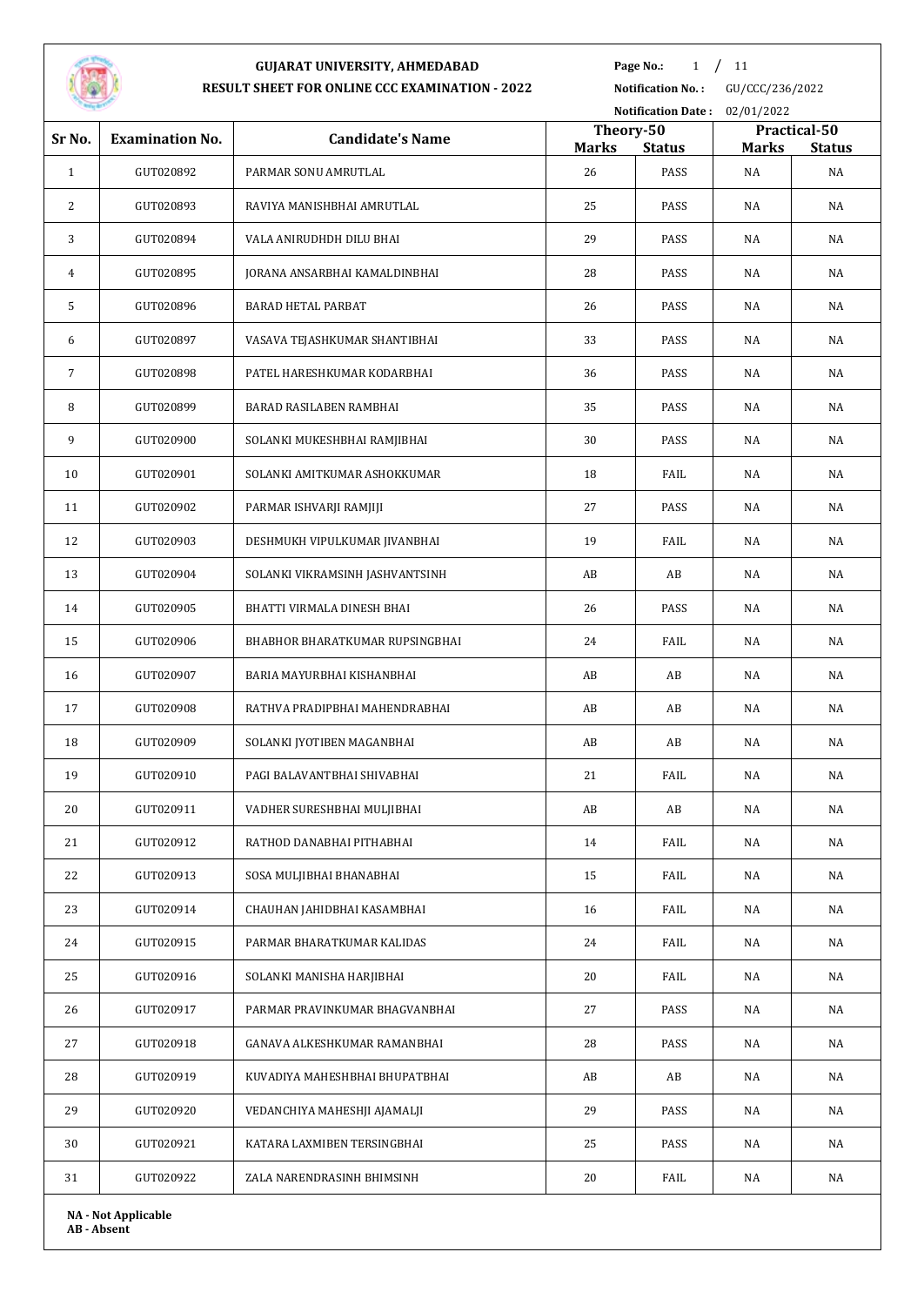# GUJARAT UNIVERSITY, AHMEDABAD

## RESULT SHEET FOR ONLINE CCC EXAMINATION - 2022

**Notification No. :** GU/CCC/236/2022
**Notification Date :** 02/01/2022

| Sr No. | Examination No. | Candidate's Name | Theory-50 | | Practical-50 | |
|---|---|---|---|---|---|---|
| | | | **Marks** | **Status** | **Marks** | **Status** |
| 1 | GUT020892 | PARMAR SONU AMRUTLAL | 26 | PASS | NA | NA |
| 2 | GUT020893 | RAVIYA MANISHBHAI AMRUTLAL | 25 | PASS | NA | NA |
| 3 | GUT020894 | VALA ANIRUDHDH DILU BHAI | 29 | PASS | NA | NA |
| 4 | GUT020895 | JORANA ANSARBHAI KAMALDINBHAI | 28 | PASS | NA | NA |
| 5 | GUT020896 | BARAD HETAL PARBAT | 26 | PASS | NA | NA |
| 6 | GUT020897 | VASAVA TEJASHKUMAR SHANTIBHAI | 33 | PASS | NA | NA |
| 7 | GUT020898 | PATEL HARESHKUMAR KODARBHAI | 36 | PASS | NA | NA |
| 8 | GUT020899 | BARAD RASILABEN RAMBHAI | 35 | PASS | NA | NA |
| 9 | GUT020900 | SOLANKI MUKESHBHAI RAMJIBHAI | 30 | PASS | NA | NA |
| 10 | GUT020901 | SOLANKI AMITKUMAR ASHOKKUMAR | 18 | FAIL | NA | NA |
| 11 | GUT020902 | PARMAR ISHVARJI RAMJIJI | 27 | PASS | NA | NA |
| 12 | GUT020903 | DESHMUKH VIPULKUMAR JIVANBHAI | 19 | FAIL | NA | NA |
| 13 | GUT020904 | SOLANKI VIKRAMSINH JASHVANTSINH | AB | AB | NA | NA |
| 14 | GUT020905 | BHATTI VIRMALA DINESH BHAI | 26 | PASS | NA | NA |
| 15 | GUT020906 | BHABHOR BHARATKUMAR RUPSINGBHAI | 24 | FAIL | NA | NA |
| 16 | GUT020907 | BARIA MAYURBHAI KISHANBHAI | AB | AB | NA | NA |
| 17 | GUT020908 | RATHVA PRADIPBHAI MAHENDRABHAI | AB | AB | NA | NA |
| 18 | GUT020909 | SOLANKI JYOTIBEN MAGANBHAI | AB | AB | NA | NA |
| 19 | GUT020910 | PAGI BALAVANTBHAI SHIVABHAI | 21 | FAIL | NA | NA |
| 20 | GUT020911 | VADHER SURESHBHAI MULJIBHAI | AB | AB | NA | NA |
| 21 | GUT020912 | RATHOD DANABHAI PITHABHAI | 14 | FAIL | NA | NA |
| 22 | GUT020913 | SOSA MULJIBHAI BHANABHAI | 15 | FAIL | NA | NA |
| 23 | GUT020914 | CHAUHAN JAHIDBHAI KASAMBHAI | 16 | FAIL | NA | NA |
| 24 | GUT020915 | PARMAR BHARATKUMAR KALIDAS | 24 | FAIL | NA | NA |
| 25 | GUT020916 | SOLANKI MANISHA HARJIBHAI | 20 | FAIL | NA | NA |
| 26 | GUT020917 | PARMAR PRAVINKUMAR BHAGVANBHAI | 27 | PASS | NA | NA |
| 27 | GUT020918 | GANAVA ALKESHKUMAR RAMANBHAI | 28 | PASS | NA | NA |
| 28 | GUT020919 | KUVADIYA MAHESHBHAI BHUPATBHAI | AB | AB | NA | NA |
| 29 | GUT020920 | VEDANCHIYA MAHESHJI AJAMALJI | 29 | PASS | NA | NA |
| 30 | GUT020921 | KATARA LAXMIBEN TERSINGBHAI | 25 | PASS | NA | NA |
| 31 | GUT020922 | ZALA NARENDRASINH BHIMSINH | 20 | FAIL | NA | NA |

**NA - Not Applicable**
**AB - Absent**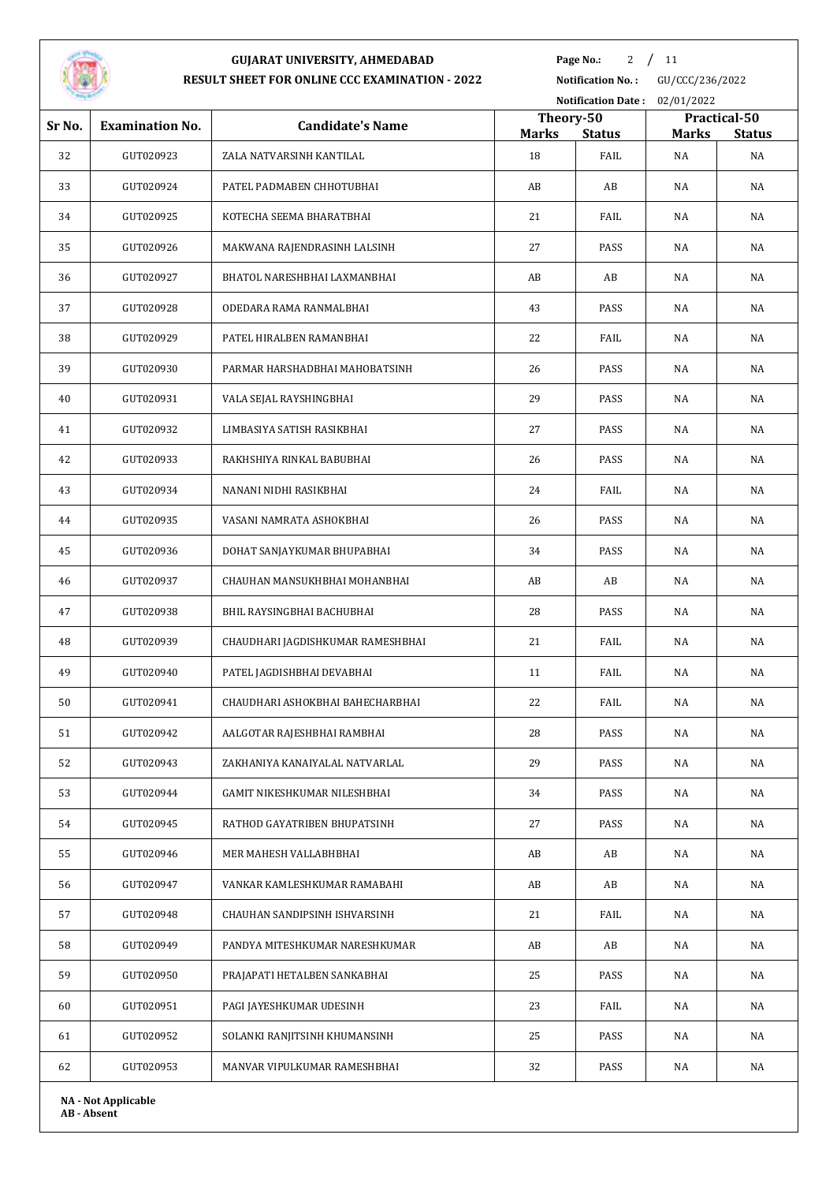# GUJARAT UNIVERSITY, AHMEDABAD

## RESULT SHEET FOR ONLINE CCC EXAMINATION - 2022

**Notification No. :** GU/CCC/236/2022

**Notification Date :** 02/01/2022

| Sr No. | Examination No. | Candidate's Name | Theory-50 | | Practical-50 | |
|---|---|---|---|---|---|---|
| | | | Marks | Status | Marks | Status |
| 32 | GUT020923 | ZALA NATVARSINH KANTILAL | 18 | FAIL | NA | NA |
| 33 | GUT020924 | PATEL PADMABEN CHHOTUBHAI | AB | AB | NA | NA |
| 34 | GUT020925 | KOTECHA SEEMA BHARATBHAI | 21 | FAIL | NA | NA |
| 35 | GUT020926 | MAKWANA RAJENDRASINH LALSINH | 27 | PASS | NA | NA |
| 36 | GUT020927 | BHATOL NARESHBHAI LAXMANBHAI | AB | AB | NA | NA |
| 37 | GUT020928 | ODEDARA RAMA RANMALBHAI | 43 | PASS | NA | NA |
| 38 | GUT020929 | PATEL HIRALBEN RAMANBHAI | 22 | FAIL | NA | NA |
| 39 | GUT020930 | PARMAR HARSHADBHAI MAHOBATSINH | 26 | PASS | NA | NA |
| 40 | GUT020931 | VALA SEJAL RAYSHINGBHAI | 29 | PASS | NA | NA |
| 41 | GUT020932 | LIMBASIYA SATISH RASIKBHAI | 27 | PASS | NA | NA |
| 42 | GUT020933 | RAKHSHIYA RINKAL BABUBHAI | 26 | PASS | NA | NA |
| 43 | GUT020934 | NANANI NIDHI RASIKBHAI | 24 | FAIL | NA | NA |
| 44 | GUT020935 | VASANI NAMRATA ASHOKBHAI | 26 | PASS | NA | NA |
| 45 | GUT020936 | DOHAT SANJAYKUMAR BHUPABHAI | 34 | PASS | NA | NA |
| 46 | GUT020937 | CHAUHAN MANSUKHBHAI MOHANBHAI | AB | AB | NA | NA |
| 47 | GUT020938 | BHIL RAYSINGBHAI BACHUBHAI | 28 | PASS | NA | NA |
| 48 | GUT020939 | CHAUDHARI JAGDISHKUMAR RAMESHBHAI | 21 | FAIL | NA | NA |
| 49 | GUT020940 | PATEL JAGDISHBHAI DEVABHAI | 11 | FAIL | NA | NA |
| 50 | GUT020941 | CHAUDHARI ASHOKBHAI BAHECHARBHAI | 22 | FAIL | NA | NA |
| 51 | GUT020942 | AALGOTAR RAJESHBHAI RAMBHAI | 28 | PASS | NA | NA |
| 52 | GUT020943 | ZAKHANIYA KANAIYALAL NATVARLAL | 29 | PASS | NA | NA |
| 53 | GUT020944 | GAMIT NIKESHKUMAR NILESHBHAI | 34 | PASS | NA | NA |
| 54 | GUT020945 | RATHOD GAYATRIBEN BHUPATSINH | 27 | PASS | NA | NA |
| 55 | GUT020946 | MER MAHESH VALLABHBHAI | AB | AB | NA | NA |
| 56 | GUT020947 | VANKAR KAMLESHKUMAR RAMABAHI | AB | AB | NA | NA |
| 57 | GUT020948 | CHAUHAN SANDIPSINH ISHVARSINH | 21 | FAIL | NA | NA |
| 58 | GUT020949 | PANDYA MITESHKUMAR NARESHKUMAR | AB | AB | NA | NA |
| 59 | GUT020950 | PRAJAPATI HETALBEN SANKABHAI | 25 | PASS | NA | NA |
| 60 | GUT020951 | PAGI JAYESHKUMAR UDESINH | 23 | FAIL | NA | NA |
| 61 | GUT020952 | SOLANKI RANJITSINH KHUMANSINH | 25 | PASS | NA | NA |
| 62 | GUT020953 | MANVAR VIPULKUMAR RAMESHBHAI | 32 | PASS | NA | NA |

**NA - Not Applicable**
**AB - Absent**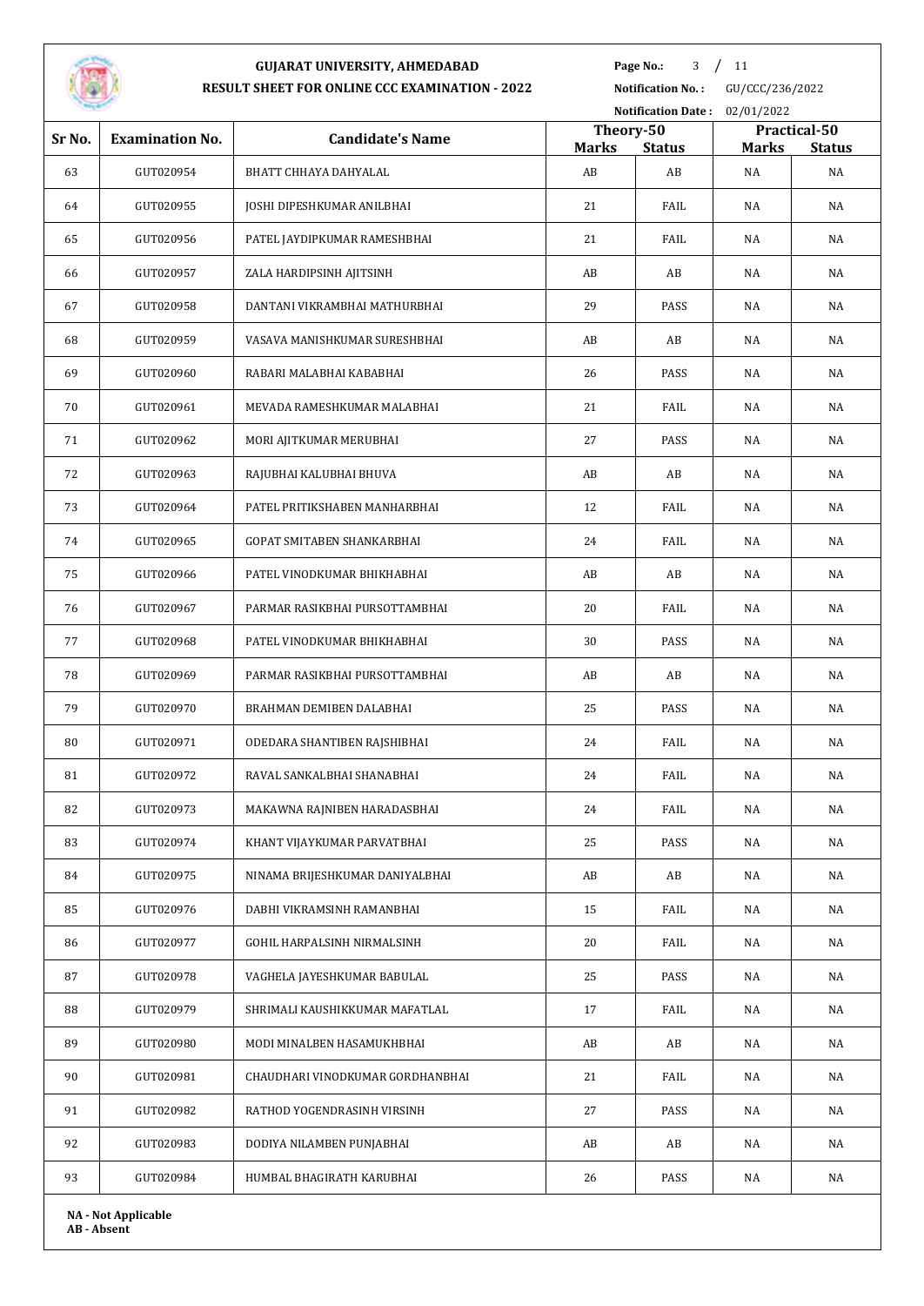# GUJARAT UNIVERSITY, AHMEDABAD

## RESULT SHEET FOR ONLINE CCC EXAMINATION - 2022

**Notification No. :** GU/CCC/236/2022

**Notification Date :** 02/01/2022

| Sr No. | Examination No. | Candidate's Name | Theory-50 | | Practical-50 | |
|---|---|---|---|---|---|---|
| | | | Marks | Status | Marks | Status |
| 63 | GUT020954 | BHATT CHHAYA DAHYALAL | AB | AB | NA | NA |
| 64 | GUT020955 | JOSHI DIPESHKUMAR ANILBHAI | 21 | FAIL | NA | NA |
| 65 | GUT020956 | PATEL JAYDIPKUMAR RAMESHBHAI | 21 | FAIL | NA | NA |
| 66 | GUT020957 | ZALA HARDIPSINH AJITSINH | AB | AB | NA | NA |
| 67 | GUT020958 | DANTANI VIKRAMBHAI MATHURBHAI | 29 | PASS | NA | NA |
| 68 | GUT020959 | VASAVA MANISHKUMAR SURESHBHAI | AB | AB | NA | NA |
| 69 | GUT020960 | RABARI MALABHAI KABABHAI | 26 | PASS | NA | NA |
| 70 | GUT020961 | MEVADA RAMESHKUMAR MALABHAI | 21 | FAIL | NA | NA |
| 71 | GUT020962 | MORI AJITKUMAR MERUBHAI | 27 | PASS | NA | NA |
| 72 | GUT020963 | RAJUBHAI KALUBHAI BHUVA | AB | AB | NA | NA |
| 73 | GUT020964 | PATEL PRITIKSHABEN MANHARBHAI | 12 | FAIL | NA | NA |
| 74 | GUT020965 | GOPAT SMITABEN SHANKARBHAI | 24 | FAIL | NA | NA |
| 75 | GUT020966 | PATEL VINODKUMAR BHIKHABHAI | AB | AB | NA | NA |
| 76 | GUT020967 | PARMAR RASIKBHAI PURSOTTAMBHAI | 20 | FAIL | NA | NA |
| 77 | GUT020968 | PATEL VINODKUMAR BHIKHABHAI | 30 | PASS | NA | NA |
| 78 | GUT020969 | PARMAR RASIKBHAI PURSOTTAMBHAI | AB | AB | NA | NA |
| 79 | GUT020970 | BRAHMAN DEMIBEN DALABHAI | 25 | PASS | NA | NA |
| 80 | GUT020971 | ODEDARA SHANTIBEN RAJSHIBHAI | 24 | FAIL | NA | NA |
| 81 | GUT020972 | RAVAL SANKALBHAI SHANABHAI | 24 | FAIL | NA | NA |
| 82 | GUT020973 | MAKAWNA RAJNIBEN HARADASBHAI | 24 | FAIL | NA | NA |
| 83 | GUT020974 | KHANT VIJAYKUMAR PARVATBHAI | 25 | PASS | NA | NA |
| 84 | GUT020975 | NINAMA BRIJESHKUMAR DANIYALBHAI | AB | AB | NA | NA |
| 85 | GUT020976 | DABHI VIKRAMSINH RAMANBHAI | 15 | FAIL | NA | NA |
| 86 | GUT020977 | GOHIL HARPALSINH NIRMALSINH | 20 | FAIL | NA | NA |
| 87 | GUT020978 | VAGHELA JAYESHKUMAR BABULAL | 25 | PASS | NA | NA |
| 88 | GUT020979 | SHRIMALI KAUSHIKKUMAR MAFATLAL | 17 | FAIL | NA | NA |
| 89 | GUT020980 | MODI MINALBEN HASAMUKHBHAI | AB | AB | NA | NA |
| 90 | GUT020981 | CHAUDHARI VINODKUMAR GORDHANBHAI | 21 | FAIL | NA | NA |
| 91 | GUT020982 | RATHOD YOGENDRASINH VIRSINH | 27 | PASS | NA | NA |
| 92 | GUT020983 | DODIYA NILAMBEN PUNJABHAI | AB | AB | NA | NA |
| 93 | GUT020984 | HUMBAL BHAGIRATH KARUBHAI | 26 | PASS | NA | NA |

**NA - Not Applicable**
**AB - Absent**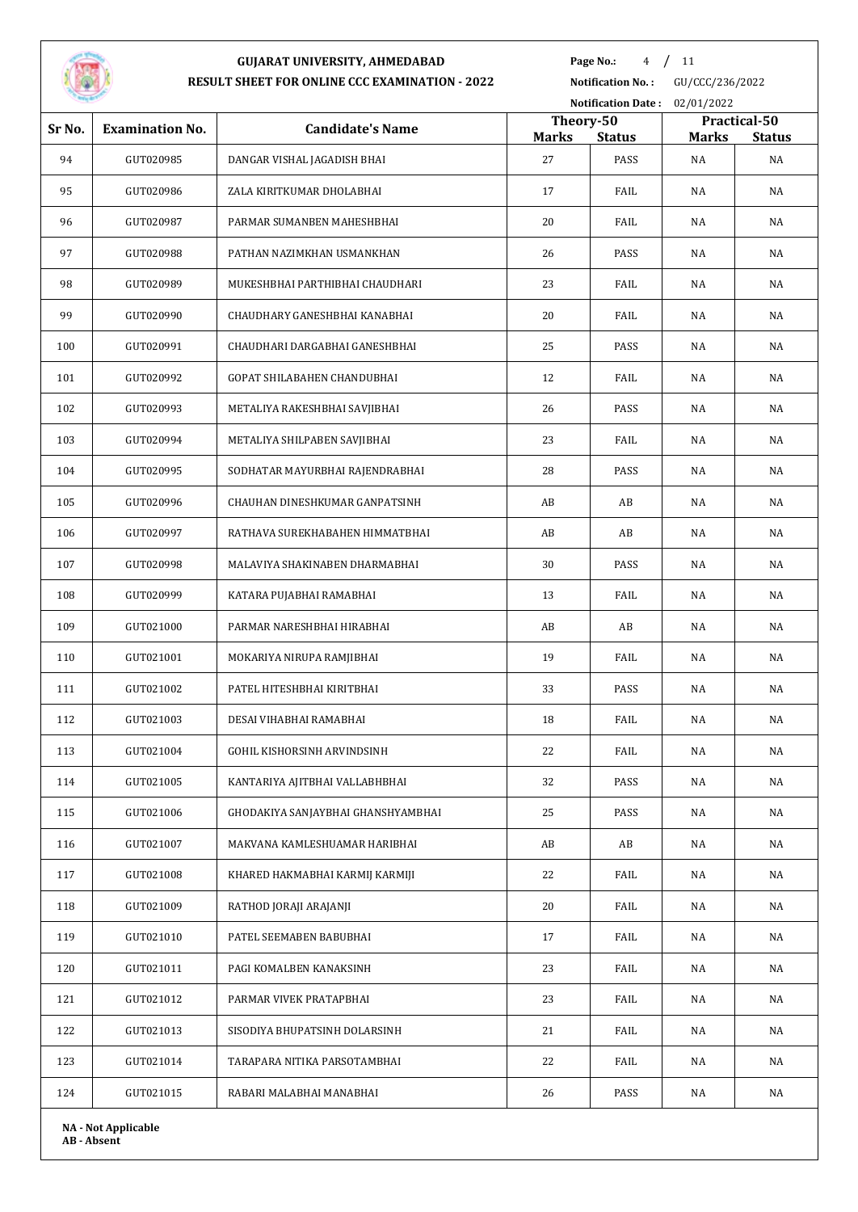# GUJARAT UNIVERSITY, AHMEDABAD

## RESULT SHEET FOR ONLINE CCC EXAMINATION - 2022

**Notification No. :** GU/CCC/236/2022

**Notification Date :** 02/01/2022

| Sr No. | Examination No. | Candidate's Name | Theory-50 | | Practical-50 | |
|---|---|---|---|---|---|---|
| | | | Marks | Status | Marks | Status |
| 94 | GUT020985 | DANGAR VISHAL JAGADISH BHAI | 27 | PASS | NA | NA |
| 95 | GUT020986 | ZALA KIRITKUMAR DHOLABHAI | 17 | FAIL | NA | NA |
| 96 | GUT020987 | PARMAR SUMANBEN MAHESHBHAI | 20 | FAIL | NA | NA |
| 97 | GUT020988 | PATHAN NAZIMKHAN USMANKHAN | 26 | PASS | NA | NA |
| 98 | GUT020989 | MUKESHBHAI PARTHIBHAI CHAUDHARI | 23 | FAIL | NA | NA |
| 99 | GUT020990 | CHAUDHARY GANESHBHAI KANABHAI | 20 | FAIL | NA | NA |
| 100 | GUT020991 | CHAUDHARI DARGABHAI GANESHBHAI | 25 | PASS | NA | NA |
| 101 | GUT020992 | GOPAT SHILABAHEN CHANDUBHAI | 12 | FAIL | NA | NA |
| 102 | GUT020993 | METALIYA RAKESHBHAI SAVJIBHAI | 26 | PASS | NA | NA |
| 103 | GUT020994 | METALIYA SHILPABEN SAVJIBHAI | 23 | FAIL | NA | NA |
| 104 | GUT020995 | SODHATAR MAYURBHAI RAJENDRABHAI | 28 | PASS | NA | NA |
| 105 | GUT020996 | CHAUHAN DINESHKUMAR GANPATSINH | AB | AB | NA | NA |
| 106 | GUT020997 | RATHAVA SUREKHABAHEN HIMMATBHAI | AB | AB | NA | NA |
| 107 | GUT020998 | MALAVIYA SHAKINABEN DHARMABHAI | 30 | PASS | NA | NA |
| 108 | GUT020999 | KATARA PUJABHAI RAMABHAI | 13 | FAIL | NA | NA |
| 109 | GUT021000 | PARMAR NARESHBHAI HIRABHAI | AB | AB | NA | NA |
| 110 | GUT021001 | MOKARIYA NIRUPA RAMJIBHAI | 19 | FAIL | NA | NA |
| 111 | GUT021002 | PATEL HITESHBHAI KIRITBHAI | 33 | PASS | NA | NA |
| 112 | GUT021003 | DESAI VIHABHAI RAMABHAI | 18 | FAIL | NA | NA |
| 113 | GUT021004 | GOHIL KISHORSINH ARVINDSINH | 22 | FAIL | NA | NA |
| 114 | GUT021005 | KANTARIYA AJITBHAI VALLABHBHAI | 32 | PASS | NA | NA |
| 115 | GUT021006 | GHODAKIYA SANJAYBHAI GHANSHYAMBHAI | 25 | PASS | NA | NA |
| 116 | GUT021007 | MAKVANA KAMLESHUAMAR HARIBHAI | AB | AB | NA | NA |
| 117 | GUT021008 | KHARED HAKMABHAI KARMIJ KARMIJI | 22 | FAIL | NA | NA |
| 118 | GUT021009 | RATHOD JORAJI ARAJANJI | 20 | FAIL | NA | NA |
| 119 | GUT021010 | PATEL SEEMABEN BABUBHAI | 17 | FAIL | NA | NA |
| 120 | GUT021011 | PAGI KOMALBEN KANAKSINH | 23 | FAIL | NA | NA |
| 121 | GUT021012 | PARMAR VIVEK PRATAPBHAI | 23 | FAIL | NA | NA |
| 122 | GUT021013 | SISODIYA BHUPATSINH DOLARSINH | 21 | FAIL | NA | NA |
| 123 | GUT021014 | TARAPARA NITIKA PARSOTAMBHAI | 22 | FAIL | NA | NA |
| 124 | GUT021015 | RABARI MALABHAI MANABHAI | 26 | PASS | NA | NA |

**NA - Not Applicable**
**AB - Absent**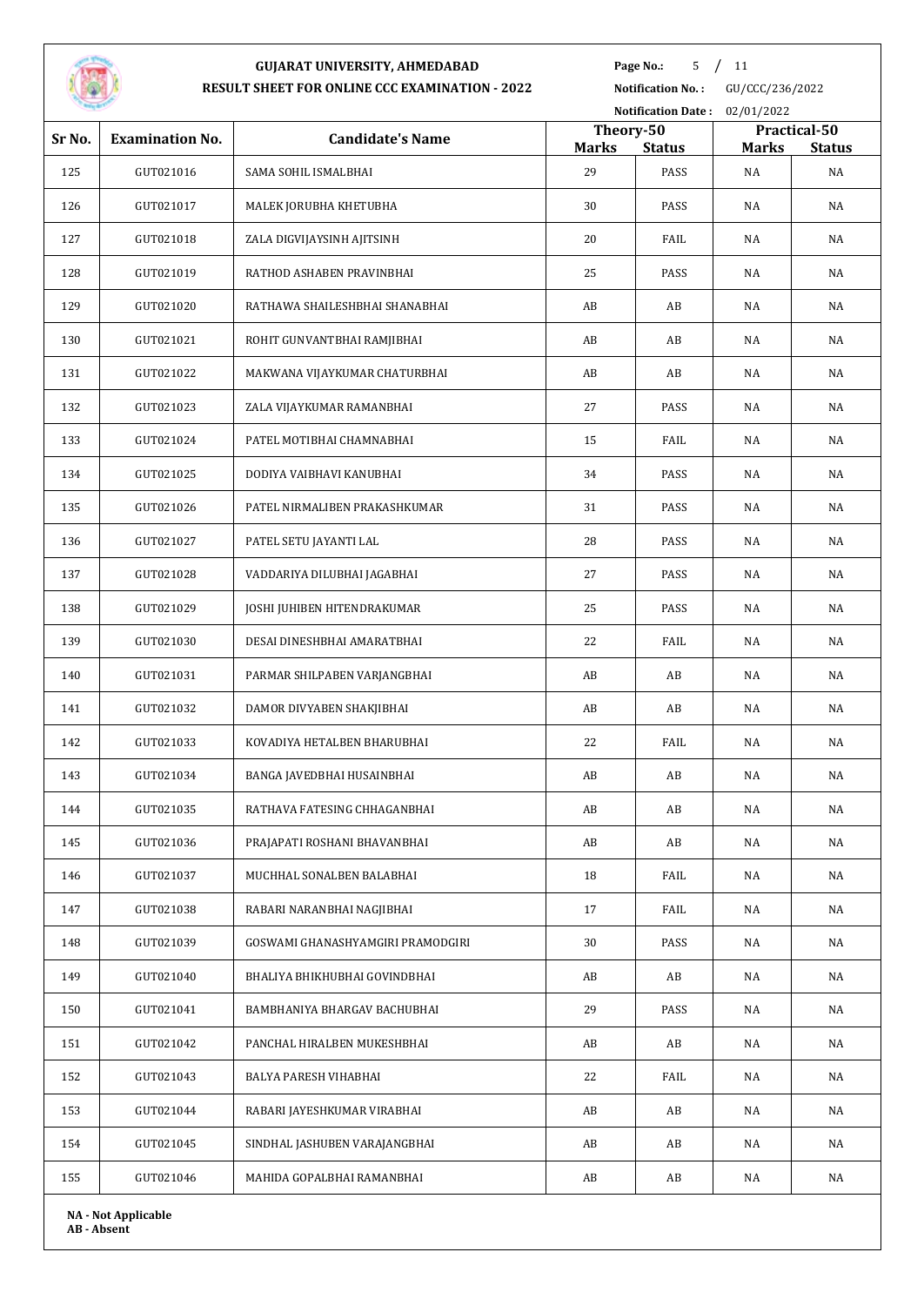# GUJARAT UNIVERSITY, AHMEDABAD

## RESULT SHEET FOR ONLINE CCC EXAMINATION - 2022

**Notification No. :** GU/CCC/236/2022

**Notification Date :** 02/01/2022

| Sr No. | Examination No. | Candidate's Name | Theory-50 | | Practical-50 | |
|---|---|---|---|---|---|---|
| | | | Marks | Status | Marks | Status |
| 125 | GUT021016 | SAMA SOHIL ISMALBHAI | 29 | PASS | NA | NA |
| 126 | GUT021017 | MALEK JORUBHA KHETUBHA | 30 | PASS | NA | NA |
| 127 | GUT021018 | ZALA DIGVIJAYSINH AJITSINH | 20 | FAIL | NA | NA |
| 128 | GUT021019 | RATHOD ASHABEN PRAVINBHAI | 25 | PASS | NA | NA |
| 129 | GUT021020 | RATHAWA SHAILESHBHAI SHANABHAI | AB | AB | NA | NA |
| 130 | GUT021021 | ROHIT GUNVANTBHAI RAMJIBHAI | AB | AB | NA | NA |
| 131 | GUT021022 | MAKWANA VIJAYKUMAR CHATURBHAI | AB | AB | NA | NA |
| 132 | GUT021023 | ZALA VIJAYKUMAR RAMANBHAI | 27 | PASS | NA | NA |
| 133 | GUT021024 | PATEL MOTIBHAI CHAMNABHAI | 15 | FAIL | NA | NA |
| 134 | GUT021025 | DODIYA VAIBHAVI KANUBHAI | 34 | PASS | NA | NA |
| 135 | GUT021026 | PATEL NIRMALIBEN PRAKASHKUMAR | 31 | PASS | NA | NA |
| 136 | GUT021027 | PATEL SETU JAYANTI LAL | 28 | PASS | NA | NA |
| 137 | GUT021028 | VADDARIYA DILUBHAI JAGABHAI | 27 | PASS | NA | NA |
| 138 | GUT021029 | JOSHI JUHIBEN HITENDRAKUMAR | 25 | PASS | NA | NA |
| 139 | GUT021030 | DESAI DINESHBHAI AMARATBHAI | 22 | FAIL | NA | NA |
| 140 | GUT021031 | PARMAR SHILPABEN VARJANGBHAI | AB | AB | NA | NA |
| 141 | GUT021032 | DAMOR DIVYABEN SHAKJIBHAI | AB | AB | NA | NA |
| 142 | GUT021033 | KOVADIYA HETALBEN BHARUBHAI | 22 | FAIL | NA | NA |
| 143 | GUT021034 | BANGA JAVEDBHAI HUSAINBHAI | AB | AB | NA | NA |
| 144 | GUT021035 | RATHAVA FATESING CHHAGANBHAI | AB | AB | NA | NA |
| 145 | GUT021036 | PRAJAPATI ROSHANI BHAVANBHAI | AB | AB | NA | NA |
| 146 | GUT021037 | MUCHHAL SONALBEN BALABHAI | 18 | FAIL | NA | NA |
| 147 | GUT021038 | RABARI NARANBHAI NAGJIBHAI | 17 | FAIL | NA | NA |
| 148 | GUT021039 | GOSWAMI GHANASHYAMGIRI PRAMODGIRI | 30 | PASS | NA | NA |
| 149 | GUT021040 | BHALIYA BHIKHUBHAI GOVINDBHAI | AB | AB | NA | NA |
| 150 | GUT021041 | BAMBHANIYA BHARGAV BACHUBHAI | 29 | PASS | NA | NA |
| 151 | GUT021042 | PANCHAL HIRALBEN MUKESHBHAI | AB | AB | NA | NA |
| 152 | GUT021043 | BALYA PARESH VIHABHAI | 22 | FAIL | NA | NA |
| 153 | GUT021044 | RABARI JAYESHKUMAR VIRABHAI | AB | AB | NA | NA |
| 154 | GUT021045 | SINDHAL JASHUBEN VARAJANGBHAI | AB | AB | NA | NA |
| 155 | GUT021046 | MAHIDA GOPALBHAI RAMANBHAI | AB | AB | NA | NA |

**NA - Not Applicable**
**AB - Absent**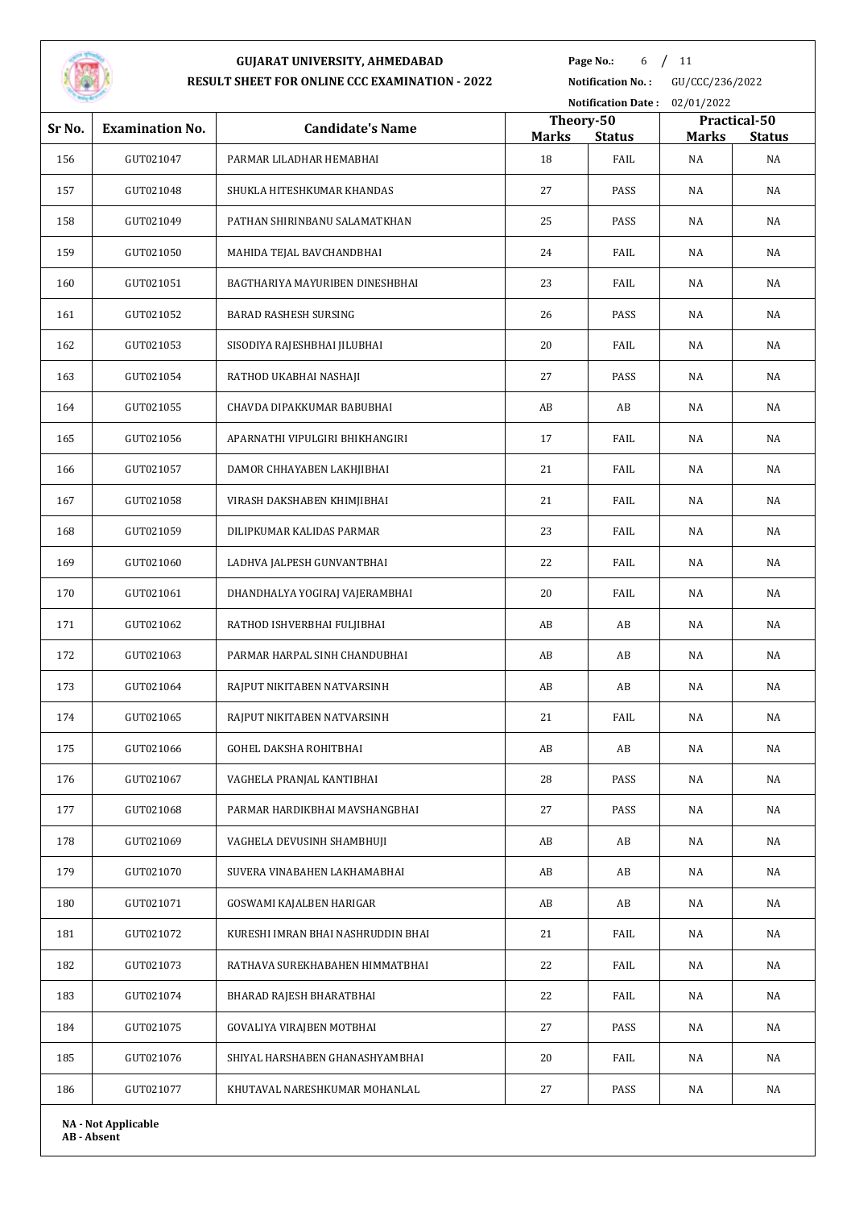# GUJARAT UNIVERSITY, AHMEDABAD

## RESULT SHEET FOR ONLINE CCC EXAMINATION - 2022

**Notification No. :** GU/CCC/236/2022

**Notification Date :** 02/01/2022

| Sr No. | Examination No. | Candidate's Name | Theory-50 | | Practical-50 | |
|---|---|---|---|---|---|---|
| | | | **Marks** | **Status** | **Marks** | **Status** |
| 156 | GUT021047 | PARMAR LILADHAR HEMABHAI | 18 | FAIL | NA | NA |
| 157 | GUT021048 | SHUKLA HITESHKUMAR KHANDAS | 27 | PASS | NA | NA |
| 158 | GUT021049 | PATHAN SHIRINBANU SALAMATKHAN | 25 | PASS | NA | NA |
| 159 | GUT021050 | MAHIDA TEJAL BAVCHANDBHAI | 24 | FAIL | NA | NA |
| 160 | GUT021051 | BAGTHARIYA MAYURIBEN DINESHBHAI | 23 | FAIL | NA | NA |
| 161 | GUT021052 | BARAD RASHESH SURSING | 26 | PASS | NA | NA |
| 162 | GUT021053 | SISODIYA RAJESHBHAI JILUBHAI | 20 | FAIL | NA | NA |
| 163 | GUT021054 | RATHOD UKABHAI NASHAJI | 27 | PASS | NA | NA |
| 164 | GUT021055 | CHAVDA DIPAKKUMAR BABUBHAI | AB | AB | NA | NA |
| 165 | GUT021056 | APARNATHI VIPULGIRI BHIKHANGIRI | 17 | FAIL | NA | NA |
| 166 | GUT021057 | DAMOR CHHAYABEN LAKHJIBHAI | 21 | FAIL | NA | NA |
| 167 | GUT021058 | VIRASH DAKSHABEN KHIMJIBHAI | 21 | FAIL | NA | NA |
| 168 | GUT021059 | DILIPKUMAR KALIDAS PARMAR | 23 | FAIL | NA | NA |
| 169 | GUT021060 | LADHVA JALPESH GUNVANTBHAI | 22 | FAIL | NA | NA |
| 170 | GUT021061 | DHANDHALYA YOGIRAJ VAJERAMBHAI | 20 | FAIL | NA | NA |
| 171 | GUT021062 | RATHOD ISHVERBHAI FULJIBHAI | AB | AB | NA | NA |
| 172 | GUT021063 | PARMAR HARPAL SINH CHANDUBHAI | AB | AB | NA | NA |
| 173 | GUT021064 | RAJPUT NIKITABEN NATVARSINH | AB | AB | NA | NA |
| 174 | GUT021065 | RAJPUT NIKITABEN NATVARSINH | 21 | FAIL | NA | NA |
| 175 | GUT021066 | GOHEL DAKSHA ROHITBHAI | AB | AB | NA | NA |
| 176 | GUT021067 | VAGHELA PRANJAL KANTIBHAI | 28 | PASS | NA | NA |
| 177 | GUT021068 | PARMAR HARDIKBHAI MAVSHANGBHAI | 27 | PASS | NA | NA |
| 178 | GUT021069 | VAGHELA DEVUSINH SHAMBHUJI | AB | AB | NA | NA |
| 179 | GUT021070 | SUVERA VINABAHEN LAKHAMABHAI | AB | AB | NA | NA |
| 180 | GUT021071 | GOSWAMI KAJALBEN HARIGAR | AB | AB | NA | NA |
| 181 | GUT021072 | KURESHI IMRAN BHAI NASHRUDDIN BHAI | 21 | FAIL | NA | NA |
| 182 | GUT021073 | RATHAVA SUREKHABAHEN HIMMATBHAI | 22 | FAIL | NA | NA |
| 183 | GUT021074 | BHARAD RAJESH BHARATBHAI | 22 | FAIL | NA | NA |
| 184 | GUT021075 | GOVALIYA VIRAJBEN MOTBHAI | 27 | PASS | NA | NA |
| 185 | GUT021076 | SHIYAL HARSHABEN GHANASHYAMBHAI | 20 | FAIL | NA | NA |
| 186 | GUT021077 | KHUTAVAL NARESHKUMAR MOHANLAL | 27 | PASS | NA | NA |

**NA - Not Applicable**
**AB - Absent**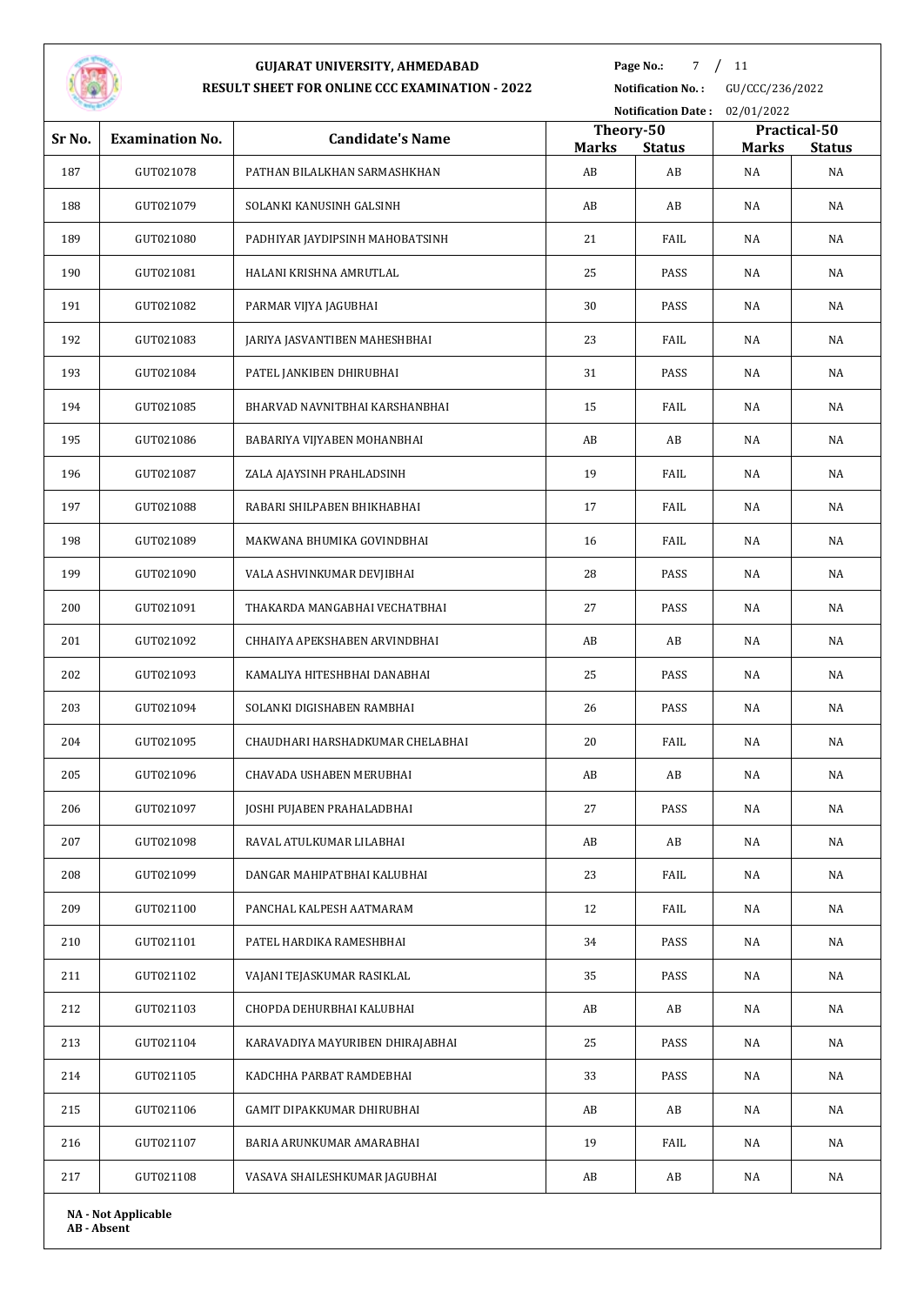**GUJARAT UNIVERSITY, AHMEDABAD**

**RESULT SHEET FOR ONLINE CCC EXAMINATION - 2022**

**Notification No. :** GU/CCC/236/2022

**Notification Date :** 02/01/2022

| Sr No. | Examination No. | Candidate's Name | Theory-50 | | Practical-50 | |
|---|---|---|---|---|---|---|
| | | | **Marks** | **Status** | **Marks** | **Status** |
| 187 | GUT021078 | PATHAN BILALKHAN SARMASHKHAN | AB | AB | NA | NA |
| 188 | GUT021079 | SOLANKI KANUSINH GALSINH | AB | AB | NA | NA |
| 189 | GUT021080 | PADHIYAR JAYDIPSINH MAHOBATSINH | 21 | FAIL | NA | NA |
| 190 | GUT021081 | HALANI KRISHNA AMRUTLAL | 25 | PASS | NA | NA |
| 191 | GUT021082 | PARMAR VIJYA JAGUBHAI | 30 | PASS | NA | NA |
| 192 | GUT021083 | JARIYA JASVANTIBEN MAHESHBHAI | 23 | FAIL | NA | NA |
| 193 | GUT021084 | PATEL JANKIBEN DHIRUBHAI | 31 | PASS | NA | NA |
| 194 | GUT021085 | BHARVAD NAVNITBHAI KARSHANBHAI | 15 | FAIL | NA | NA |
| 195 | GUT021086 | BABARIYA VIJYABEN MOHANBHAI | AB | AB | NA | NA |
| 196 | GUT021087 | ZALA AJAYSINH PRAHLADSINH | 19 | FAIL | NA | NA |
| 197 | GUT021088 | RABARI SHILPABEN BHIKHABHAI | 17 | FAIL | NA | NA |
| 198 | GUT021089 | MAKWANA BHUMIKA GOVINDBHAI | 16 | FAIL | NA | NA |
| 199 | GUT021090 | VALA ASHVINKUMAR DEVJIBHAI | 28 | PASS | NA | NA |
| 200 | GUT021091 | THAKARDA MANGABHAI VECHATBHAI | 27 | PASS | NA | NA |
| 201 | GUT021092 | CHHAIYA APEKSHABEN ARVINDBHAI | AB | AB | NA | NA |
| 202 | GUT021093 | KAMALIYA HITESHBHAI DANABHAI | 25 | PASS | NA | NA |
| 203 | GUT021094 | SOLANKI DIGISHABEN RAMBHAI | 26 | PASS | NA | NA |
| 204 | GUT021095 | CHAUDHARI HARSHADKUMAR CHELABHAI | 20 | FAIL | NA | NA |
| 205 | GUT021096 | CHAVADA USHABEN MERUBHAI | AB | AB | NA | NA |
| 206 | GUT021097 | JOSHI PUJABEN PRAHALADBHAI | 27 | PASS | NA | NA |
| 207 | GUT021098 | RAVAL ATULKUMAR LILABHAI | AB | AB | NA | NA |
| 208 | GUT021099 | DANGAR MAHIPATBHAI KALUBHAI | 23 | FAIL | NA | NA |
| 209 | GUT021100 | PANCHAL KALPESH AATMARAM | 12 | FAIL | NA | NA |
| 210 | GUT021101 | PATEL HARDIKA RAMESHBHAI | 34 | PASS | NA | NA |
| 211 | GUT021102 | VAJANI TEJASKUMAR RASIKLAL | 35 | PASS | NA | NA |
| 212 | GUT021103 | CHOPDA DEHURBHAI KALUBHAI | AB | AB | NA | NA |
| 213 | GUT021104 | KARAVADIYA MAYURIBEN DHIRAJABHAI | 25 | PASS | NA | NA |
| 214 | GUT021105 | KADCHHA PARBAT RAMDEBHAI | 33 | PASS | NA | NA |
| 215 | GUT021106 | GAMIT DIPAKKUMAR DHIRUBHAI | AB | AB | NA | NA |
| 216 | GUT021107 | BARIA ARUNKUMAR AMARABHAI | 19 | FAIL | NA | NA |
| 217 | GUT021108 | VASAVA SHAILESHKUMAR JAGUBHAI | AB | AB | NA | NA |

**NA - Not Applicable**
**AB - Absent**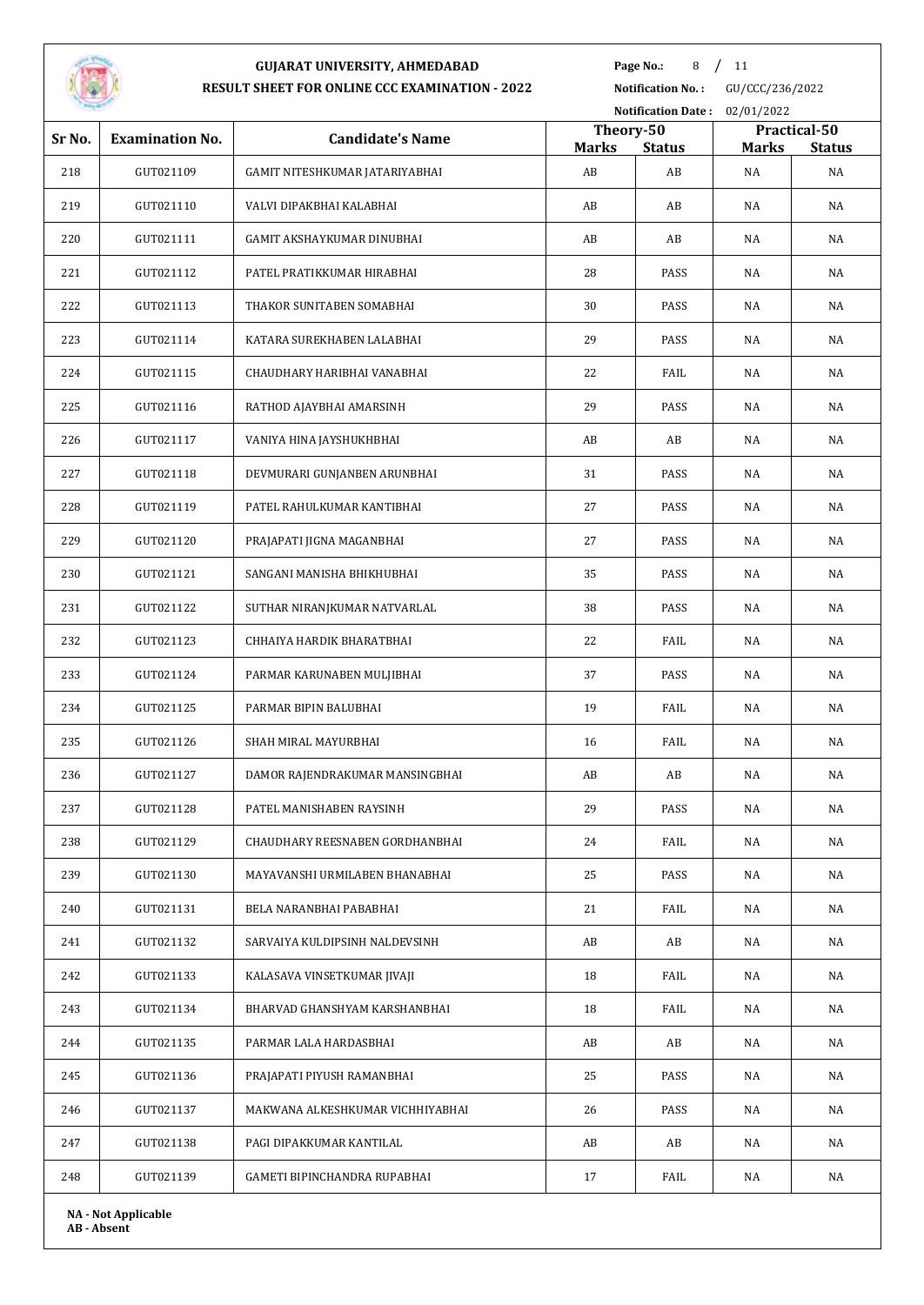# GUJARAT UNIVERSITY, AHMEDABAD

## RESULT SHEET FOR ONLINE CCC EXAMINATION - 2022

**Notification No. :** GU/CCC/236/2022

**Notification Date :** 02/01/2022

| Sr No. | Examination No. | Candidate's Name | Theory-50 | | Practical-50 | |
|---|---|---|---|---|---|---|
| | | | Marks | Status | Marks | Status |
| 218 | GUT021109 | GAMIT NITESHKUMAR JATARIYABHAI | AB | AB | NA | NA |
| 219 | GUT021110 | VALVI DIPAKBHAI KALABHAI | AB | AB | NA | NA |
| 220 | GUT021111 | GAMIT AKSHAYKUMAR DINUBHAI | AB | AB | NA | NA |
| 221 | GUT021112 | PATEL PRATIKKUMAR HIRABHAI | 28 | PASS | NA | NA |
| 222 | GUT021113 | THAKOR SUNITABEN SOMABHAI | 30 | PASS | NA | NA |
| 223 | GUT021114 | KATARA SUREKHABEN LALABHAI | 29 | PASS | NA | NA |
| 224 | GUT021115 | CHAUDHARY HARIBHAI VANABHAI | 22 | FAIL | NA | NA |
| 225 | GUT021116 | RATHOD AJAYBHAI AMARSINH | 29 | PASS | NA | NA |
| 226 | GUT021117 | VANIYA HINA JAYSHUKHBHAI | AB | AB | NA | NA |
| 227 | GUT021118 | DEVMURARI GUNJANBEN ARUNBHAI | 31 | PASS | NA | NA |
| 228 | GUT021119 | PATEL RAHULKUMAR KANTIBHAI | 27 | PASS | NA | NA |
| 229 | GUT021120 | PRAJAPATI JIGNA MAGANBHAI | 27 | PASS | NA | NA |
| 230 | GUT021121 | SANGANI MANISHA BHIKHUBHAI | 35 | PASS | NA | NA |
| 231 | GUT021122 | SUTHAR NIRANJKUMAR NATVARLAL | 38 | PASS | NA | NA |
| 232 | GUT021123 | CHHAIYA HARDIK BHARATBHAI | 22 | FAIL | NA | NA |
| 233 | GUT021124 | PARMAR KARUNABEN MULJIBHAI | 37 | PASS | NA | NA |
| 234 | GUT021125 | PARMAR BIPIN BALUBHAI | 19 | FAIL | NA | NA |
| 235 | GUT021126 | SHAH MIRAL MAYURBHAI | 16 | FAIL | NA | NA |
| 236 | GUT021127 | DAMOR RAJENDRAKUMAR MANSINGBHAI | AB | AB | NA | NA |
| 237 | GUT021128 | PATEL MANISHABEN RAYSINH | 29 | PASS | NA | NA |
| 238 | GUT021129 | CHAUDHARY REESNABEN GORDHANBHAI | 24 | FAIL | NA | NA |
| 239 | GUT021130 | MAYAVANSHI URMILABEN BHANABHAI | 25 | PASS | NA | NA |
| 240 | GUT021131 | BELA NARANBHAI PABABHAI | 21 | FAIL | NA | NA |
| 241 | GUT021132 | SARVAIYA KULDIPSINH NALDEVSINH | AB | AB | NA | NA |
| 242 | GUT021133 | KALASAVA VINSETKUMAR JIVAJI | 18 | FAIL | NA | NA |
| 243 | GUT021134 | BHARVAD GHANSHYAM KARSHANBHAI | 18 | FAIL | NA | NA |
| 244 | GUT021135 | PARMAR LALA HARDASBHAI | AB | AB | NA | NA |
| 245 | GUT021136 | PRAJAPATI PIYUSH RAMANBHAI | 25 | PASS | NA | NA |
| 246 | GUT021137 | MAKWANA ALKESHKUMAR VICHHIYABHAI | 26 | PASS | NA | NA |
| 247 | GUT021138 | PAGI DIPAKKUMAR KANTILAL | AB | AB | NA | NA |
| 248 | GUT021139 | GAMETI BIPINCHANDRA RUPABHAI | 17 | FAIL | NA | NA |

**NA - Not Applicable**
**AB - Absent**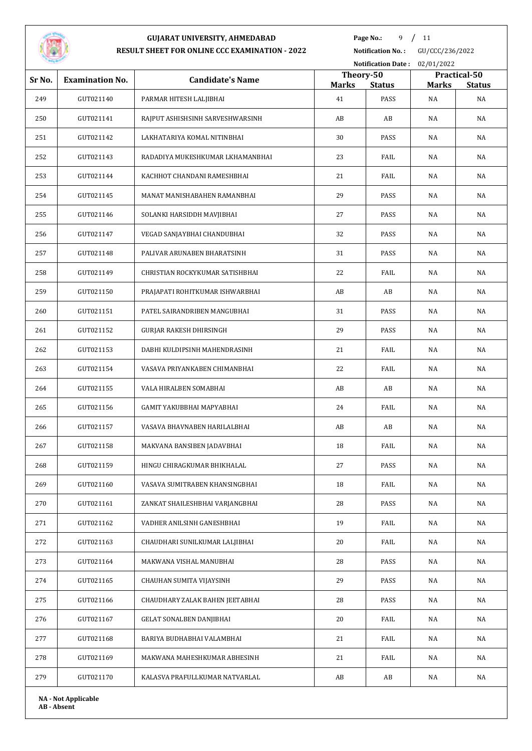# GUJARAT UNIVERSITY, AHMEDABAD

## RESULT SHEET FOR ONLINE CCC EXAMINATION - 2022

**Notification No. :** GU/CCC/236/2022

**Notification Date :** 02/01/2022

| Sr No. | Examination No. | Candidate's Name | Theory-50 | | Practical-50 | |
|---|---|---|---|---|---|---|
| | | | Marks | Status | Marks | Status |
| 249 | GUT021140 | PARMAR HITESH LALJIBHAI | 41 | PASS | NA | NA |
| 250 | GUT021141 | RAJPUT ASHISHSINH SARVESHWARSINH | AB | AB | NA | NA |
| 251 | GUT021142 | LAKHATARIYA KOMAL NITINBHAI | 30 | PASS | NA | NA |
| 252 | GUT021143 | RADADIYA MUKESHKUMAR LKHAMANBHAI | 23 | FAIL | NA | NA |
| 253 | GUT021144 | KACHHOT CHANDANI RAMESHBHAI | 21 | FAIL | NA | NA |
| 254 | GUT021145 | MANAT MANISHABAHEN RAMANBHAI | 29 | PASS | NA | NA |
| 255 | GUT021146 | SOLANKI HARSIDDH MAVJIBHAI | 27 | PASS | NA | NA |
| 256 | GUT021147 | VEGAD SANJAYBHAI CHANDUBHAI | 32 | PASS | NA | NA |
| 257 | GUT021148 | PALIVAR ARUNABEN BHARATSINH | 31 | PASS | NA | NA |
| 258 | GUT021149 | CHRISTIAN ROCKYKUMAR SATISHBHAI | 22 | FAIL | NA | NA |
| 259 | GUT021150 | PRAJAPATI ROHITKUMAR ISHWARBHAI | AB | AB | NA | NA |
| 260 | GUT021151 | PATEL SAIRANDRIBEN MANGUBHAI | 31 | PASS | NA | NA |
| 261 | GUT021152 | GURJAR RAKESH DHIRSINGH | 29 | PASS | NA | NA |
| 262 | GUT021153 | DABHI KULDIPSINH MAHENDRASINH | 21 | FAIL | NA | NA |
| 263 | GUT021154 | VASAVA PRIYANKABEN CHIMANBHAI | 22 | FAIL | NA | NA |
| 264 | GUT021155 | VALA HIRALBEN SOMABHAI | AB | AB | NA | NA |
| 265 | GUT021156 | GAMIT YAKUBBHAI MAPYABHAI | 24 | FAIL | NA | NA |
| 266 | GUT021157 | VASAVA BHAVNABEN HARILALBHAI | AB | AB | NA | NA |
| 267 | GUT021158 | MAKVANA BANSIBEN JADAVBHAI | 18 | FAIL | NA | NA |
| 268 | GUT021159 | HINGU CHIRAGKUMAR BHIKHALAL | 27 | PASS | NA | NA |
| 269 | GUT021160 | VASAVA SUMITRABEN KHANSINGBHAI | 18 | FAIL | NA | NA |
| 270 | GUT021161 | ZANKAT SHAILESHBHAI VARJANGBHAI | 28 | PASS | NA | NA |
| 271 | GUT021162 | VADHER ANILSINH GANESHBHAI | 19 | FAIL | NA | NA |
| 272 | GUT021163 | CHAUDHARI SUNILKUMAR LALJIBHAI | 20 | FAIL | NA | NA |
| 273 | GUT021164 | MAKWANA VISHAL MANUBHAI | 28 | PASS | NA | NA |
| 274 | GUT021165 | CHAUHAN SUMITA VIJAYSINH | 29 | PASS | NA | NA |
| 275 | GUT021166 | CHAUDHARY ZALAK BAHEN JEETABHAI | 28 | PASS | NA | NA |
| 276 | GUT021167 | GELAT SONALBEN DANJIBHAI | 20 | FAIL | NA | NA |
| 277 | GUT021168 | BARIYA BUDHABHAI VALAMBHAI | 21 | FAIL | NA | NA |
| 278 | GUT021169 | MAKWANA MAHESHKUMAR ABHESINH | 21 | FAIL | NA | NA |
| 279 | GUT021170 | KALASVA PRAFULLKUMAR NATVARLAL | AB | AB | NA | NA |

**NA - Not Applicable**
**AB - Absent**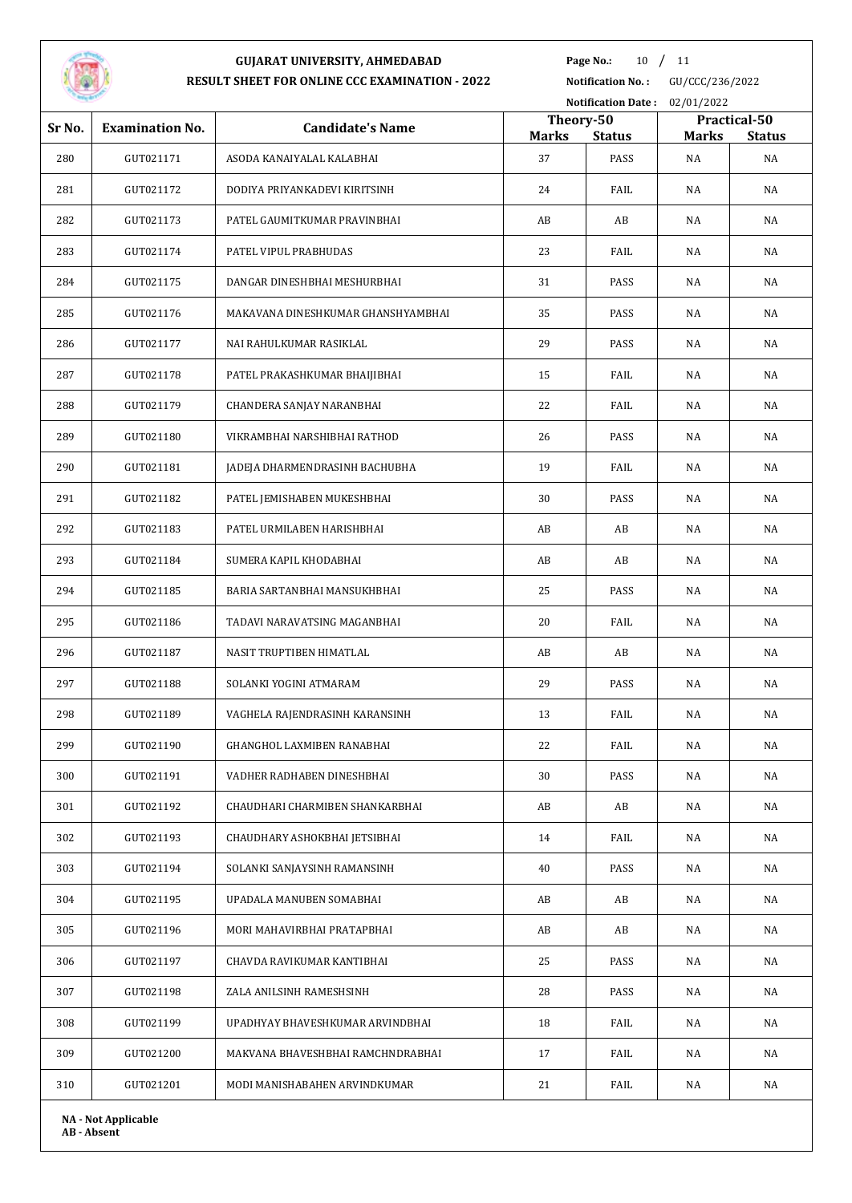# GUJARAT UNIVERSITY, AHMEDABAD

## RESULT SHEET FOR ONLINE CCC EXAMINATION - 2022

**Notification No. :** GU/CCC/236/2022

**Notification Date :** 02/01/2022

| Sr No. | Examination No. | Candidate's Name | Theory-50 | | Practical-50 | |
|---|---|---|---|---|---|---|
| | | | Marks | Status | Marks | Status |
| 280 | GUT021171 | ASODA KANAIYALAL KALABHAI | 37 | PASS | NA | NA |
| 281 | GUT021172 | DODIYA PRIYANKADEVI KIRITSINH | 24 | FAIL | NA | NA |
| 282 | GUT021173 | PATEL GAUMITKUMAR PRAVINBHAI | AB | AB | NA | NA |
| 283 | GUT021174 | PATEL VIPUL PRABHUDAS | 23 | FAIL | NA | NA |
| 284 | GUT021175 | DANGAR DINESHBHAI MESHURBHAI | 31 | PASS | NA | NA |
| 285 | GUT021176 | MAKAVANA DINESHKUMAR GHANSHYAMBHAI | 35 | PASS | NA | NA |
| 286 | GUT021177 | NAI RAHULKUMAR RASIKLAL | 29 | PASS | NA | NA |
| 287 | GUT021178 | PATEL PRAKASHKUMAR BHAIJIBHAI | 15 | FAIL | NA | NA |
| 288 | GUT021179 | CHANDERA SANJAY NARANBHAI | 22 | FAIL | NA | NA |
| 289 | GUT021180 | VIKRAMBHAI NARSHIBHAI RATHOD | 26 | PASS | NA | NA |
| 290 | GUT021181 | JADEJA DHARMENDRASINH BACHUBHA | 19 | FAIL | NA | NA |
| 291 | GUT021182 | PATEL JEMISHABEN MUKESHBHAI | 30 | PASS | NA | NA |
| 292 | GUT021183 | PATEL URMILABEN HARISHBHAI | AB | AB | NA | NA |
| 293 | GUT021184 | SUMERA KAPIL KHODABHAI | AB | AB | NA | NA |
| 294 | GUT021185 | BARIA SARTANBHAI MANSUKHBHAI | 25 | PASS | NA | NA |
| 295 | GUT021186 | TADAVI NARAVATSING MAGANBHAI | 20 | FAIL | NA | NA |
| 296 | GUT021187 | NASIT TRUPTIBEN HIMATLAL | AB | AB | NA | NA |
| 297 | GUT021188 | SOLANKI YOGINI ATMARAM | 29 | PASS | NA | NA |
| 298 | GUT021189 | VAGHELA RAJENDRASINH KARANSINH | 13 | FAIL | NA | NA |
| 299 | GUT021190 | GHANGHOL LAXMIBEN RANABHAI | 22 | FAIL | NA | NA |
| 300 | GUT021191 | VADHER RADHABEN DINESHBHAI | 30 | PASS | NA | NA |
| 301 | GUT021192 | CHAUDHARI CHARMIBEN SHANKARBHAI | AB | AB | NA | NA |
| 302 | GUT021193 | CHAUDHARY ASHOKBHAI JETSIBHAI | 14 | FAIL | NA | NA |
| 303 | GUT021194 | SOLANKI SANJAYSINH RAMANSINH | 40 | PASS | NA | NA |
| 304 | GUT021195 | UPADALA MANUBEN SOMABHAI | AB | AB | NA | NA |
| 305 | GUT021196 | MORI MAHAVIRBHAI PRATAPBHAI | AB | AB | NA | NA |
| 306 | GUT021197 | CHAVDA RAVIKUMAR KANTIBHAI | 25 | PASS | NA | NA |
| 307 | GUT021198 | ZALA ANILSINH RAMESHSINH | 28 | PASS | NA | NA |
| 308 | GUT021199 | UPADHYAY BHAVESHKUMAR ARVINDBHAI | 18 | FAIL | NA | NA |
| 309 | GUT021200 | MAKVANA BHAVESHBHAI RAMCHNDRABHAI | 17 | FAIL | NA | NA |
| 310 | GUT021201 | MODI MANISHABAHEN ARVINDKUMAR | 21 | FAIL | NA | NA |

**NA - Not Applicable**
**AB - Absent**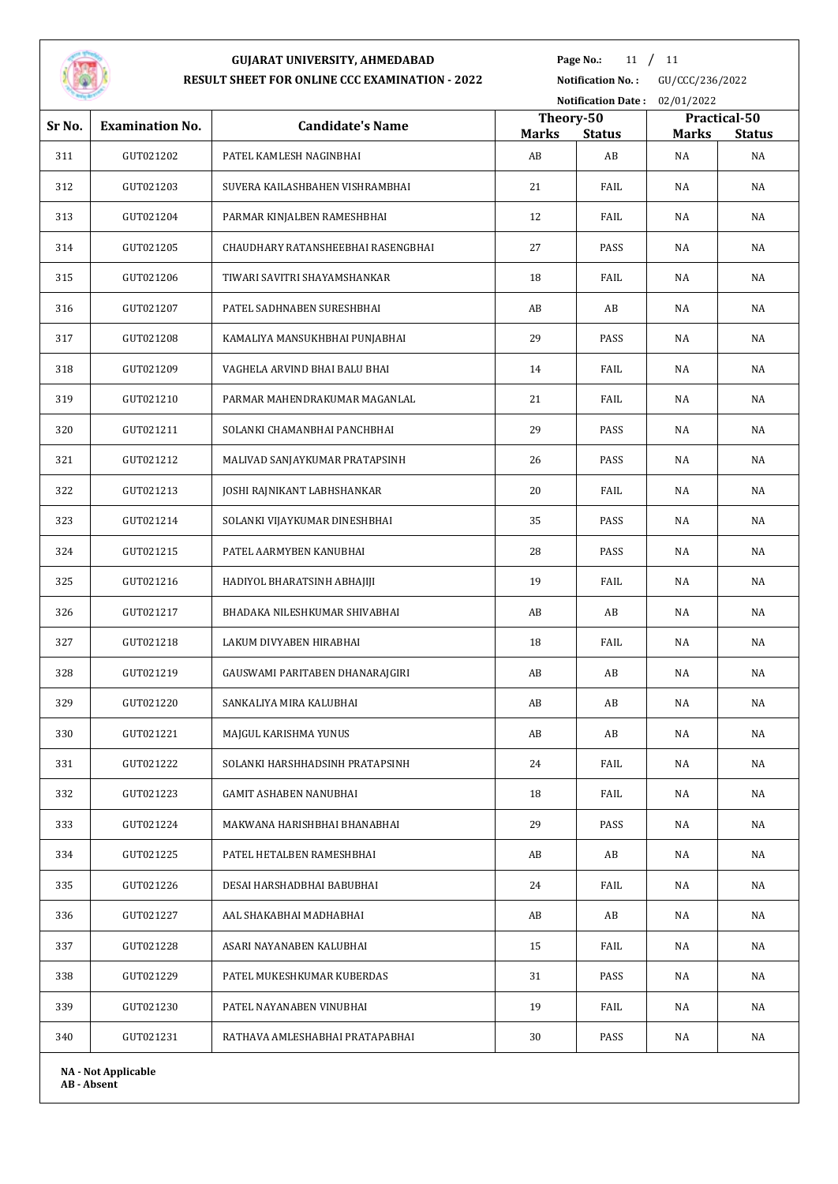**GUJARAT UNIVERSITY, AHMEDABAD**

**RESULT SHEET FOR ONLINE CCC EXAMINATION - 2022**

**Notification No. :** GU/CCC/236/2022

**Notification Date :** 02/01/2022

| Sr No. | Examination No. | Candidate's Name | Theory-50 | | Practical-50 | |
|---|---|---|---|---|---|---|
| | | | Marks | Status | Marks | Status |
| 311 | GUT021202 | PATEL KAMLESH NAGINBHAI | AB | AB | NA | NA |
| 312 | GUT021203 | SUVERA KAILASHBAHEN VISHRAMBHAI | 21 | FAIL | NA | NA |
| 313 | GUT021204 | PARMAR KINJALBEN RAMESHBHAI | 12 | FAIL | NA | NA |
| 314 | GUT021205 | CHAUDHARY RATANSHEEBHAI RASENGBHAI | 27 | PASS | NA | NA |
| 315 | GUT021206 | TIWARI SAVITRI SHAYAMSHANKAR | 18 | FAIL | NA | NA |
| 316 | GUT021207 | PATEL SADHNABEN SURESHBHAI | AB | AB | NA | NA |
| 317 | GUT021208 | KAMALIYA MANSUKHBHAI PUNJABHAI | 29 | PASS | NA | NA |
| 318 | GUT021209 | VAGHELA ARVIND BHAI BALU BHAI | 14 | FAIL | NA | NA |
| 319 | GUT021210 | PARMAR MAHENDRAKUMAR MAGANLAL | 21 | FAIL | NA | NA |
| 320 | GUT021211 | SOLANKI CHAMANBHAI PANCHBHAI | 29 | PASS | NA | NA |
| 321 | GUT021212 | MALIVAD SANJAYKUMAR PRATAPSINH | 26 | PASS | NA | NA |
| 322 | GUT021213 | JOSHI RAJNIKANT LABHSHANKAR | 20 | FAIL | NA | NA |
| 323 | GUT021214 | SOLANKI VIJAYKUMAR DINESHBHAI | 35 | PASS | NA | NA |
| 324 | GUT021215 | PATEL AARMYBEN KANUBHAI | 28 | PASS | NA | NA |
| 325 | GUT021216 | HADIYOL BHARATSINH ABHAJIJI | 19 | FAIL | NA | NA |
| 326 | GUT021217 | BHADAKA NILESHKUMAR SHIVABHAI | AB | AB | NA | NA |
| 327 | GUT021218 | LAKUM DIVYABEN HIRABHAI | 18 | FAIL | NA | NA |
| 328 | GUT021219 | GAUSWAMI PARITABEN DHANARAJGIRI | AB | AB | NA | NA |
| 329 | GUT021220 | SANKALIYA MIRA KALUBHAI | AB | AB | NA | NA |
| 330 | GUT021221 | MAJGUL KARISHMA YUNUS | AB | AB | NA | NA |
| 331 | GUT021222 | SOLANKI HARSHHADSINH PRATAPSINH | 24 | FAIL | NA | NA |
| 332 | GUT021223 | GAMIT ASHABEN NANUBHAI | 18 | FAIL | NA | NA |
| 333 | GUT021224 | MAKWANA HARISHBHAI BHANABHAI | 29 | PASS | NA | NA |
| 334 | GUT021225 | PATEL HETALBEN RAMESHBHAI | AB | AB | NA | NA |
| 335 | GUT021226 | DESAI HARSHADBHAI BABUBHAI | 24 | FAIL | NA | NA |
| 336 | GUT021227 | AAL SHAKABHAI MADHABHAI | AB | AB | NA | NA |
| 337 | GUT021228 | ASARI NAYANABEN KALUBHAI | 15 | FAIL | NA | NA |
| 338 | GUT021229 | PATEL MUKESHKUMAR KUBERDAS | 31 | PASS | NA | NA |
| 339 | GUT021230 | PATEL NAYANABEN VINUBHAI | 19 | FAIL | NA | NA |
| 340 | GUT021231 | RATHAVA AMLESHABHAI PRATAPABHAI | 30 | PASS | NA | NA |

**NA - Not Applicable**
**AB - Absent**